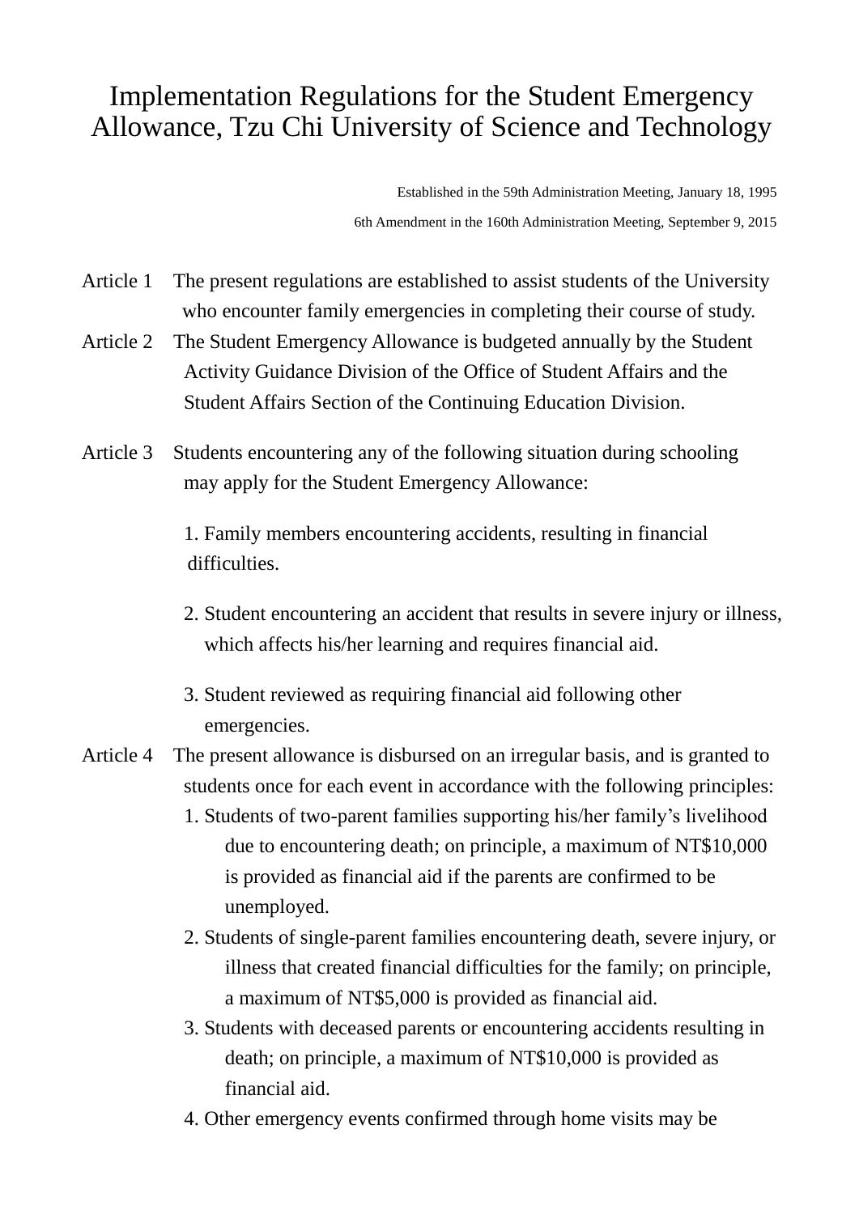# Implementation Regulations for the Student Emergency Allowance, Tzu Chi University of Science and Technology

Established in the 59th Administration Meeting, January 18, 1995

6th Amendment in the 160th Administration Meeting, September 9, 2015

Article 1 The present regulations are established to assist students of the University who encounter family emergencies in completing their course of study.

Article 2 The Student Emergency Allowance is budgeted annually by the Student Activity Guidance Division of the Office of Student Affairs and the Student Affairs Section of the Continuing Education Division.

Article 3 Students encountering any of the following situation during schooling may apply for the Student Emergency Allowance:

1. Family members encountering accidents, resulting in financial difficulties.
2. Student encountering an accident that results in severe injury or illness, which affects his/her learning and requires financial aid.
3. Student reviewed as requiring financial aid following other emergencies.

Article 4 The present allowance is disbursed on an irregular basis, and is granted to students once for each event in accordance with the following principles:

1. Students of two-parent families supporting his/her family’s livelihood due to encountering death; on principle, a maximum of NT$10,000 is provided as financial aid if the parents are confirmed to be unemployed.
2. Students of single-parent families encountering death, severe injury, or illness that created financial difficulties for the family; on principle, a maximum of NT$5,000 is provided as financial aid.
3. Students with deceased parents or encountering accidents resulting in death; on principle, a maximum of NT$10,000 is provided as financial aid.
4. Other emergency events confirmed through home visits may be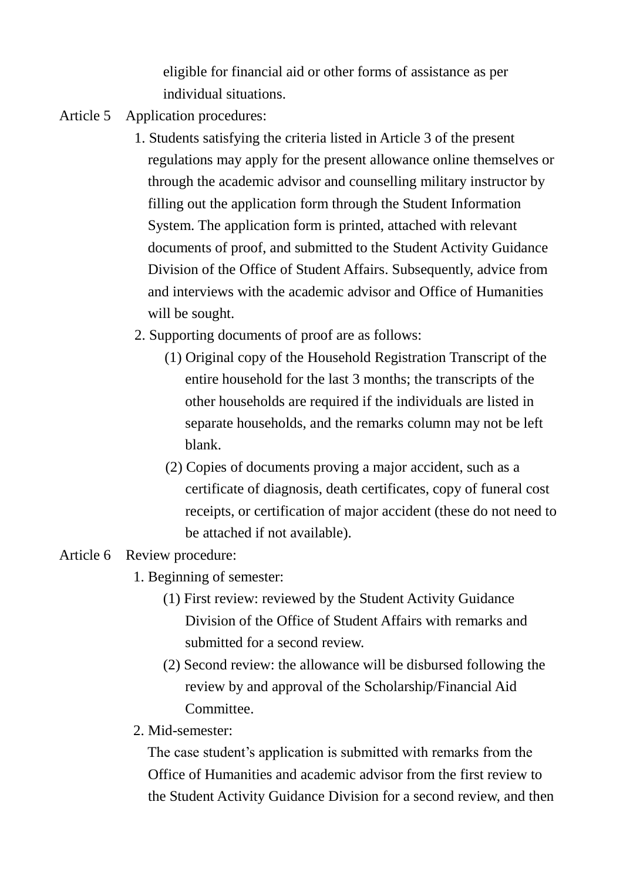eligible for financial aid or other forms of assistance as per individual situations.

Article 5 Application procedures:

1. Students satisfying the criteria listed in Article 3 of the present regulations may apply for the present allowance online themselves or through the academic advisor and counselling military instructor by filling out the application form through the Student Information System. The application form is printed, attached with relevant documents of proof, and submitted to the Student Activity Guidance Division of the Office of Student Affairs. Subsequently, advice from and interviews with the academic advisor and Office of Humanities will be sought.
2. Supporting documents of proof are as follows:
   (1) Original copy of the Household Registration Transcript of the entire household for the last 3 months; the transcripts of the other households are required if the individuals are listed in separate households, and the remarks column may not be left blank.
   (2) Copies of documents proving a major accident, such as a certificate of diagnosis, death certificates, copy of funeral cost receipts, or certification of major accident (these do not need to be attached if not available).

Article 6 Review procedure:

1. Beginning of semester:
   (1) First review: reviewed by the Student Activity Guidance Division of the Office of Student Affairs with remarks and submitted for a second review.
   (2) Second review: the allowance will be disbursed following the review by and approval of the Scholarship/Financial Aid Committee.
2. Mid-semester:
   The case student's application is submitted with remarks from the Office of Humanities and academic advisor from the first review to the Student Activity Guidance Division for a second review, and then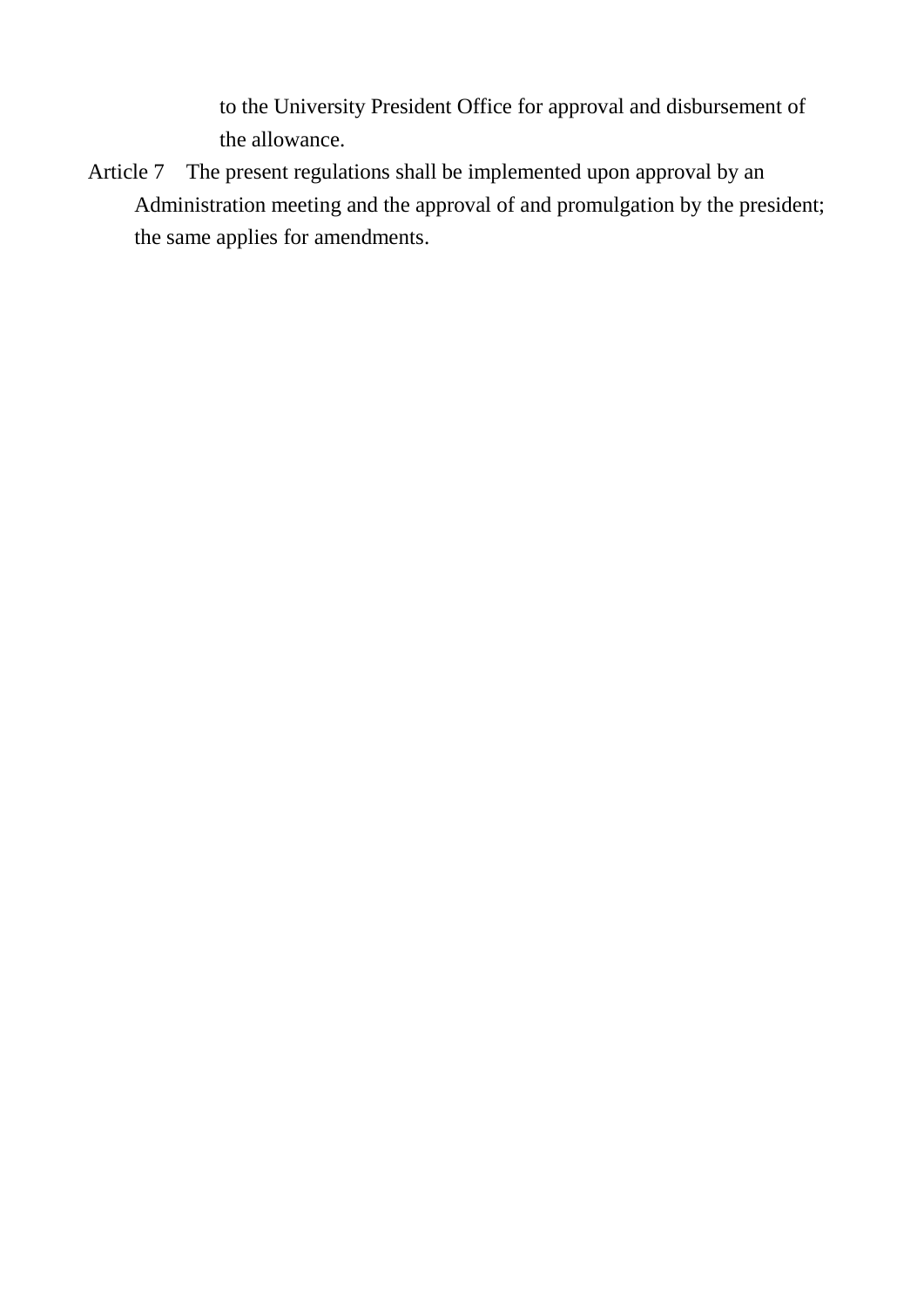to the University President Office for approval and disbursement of the allowance.

Article 7 The present regulations shall be implemented upon approval by an Administration meeting and the approval of and promulgation by the president; the same applies for amendments.